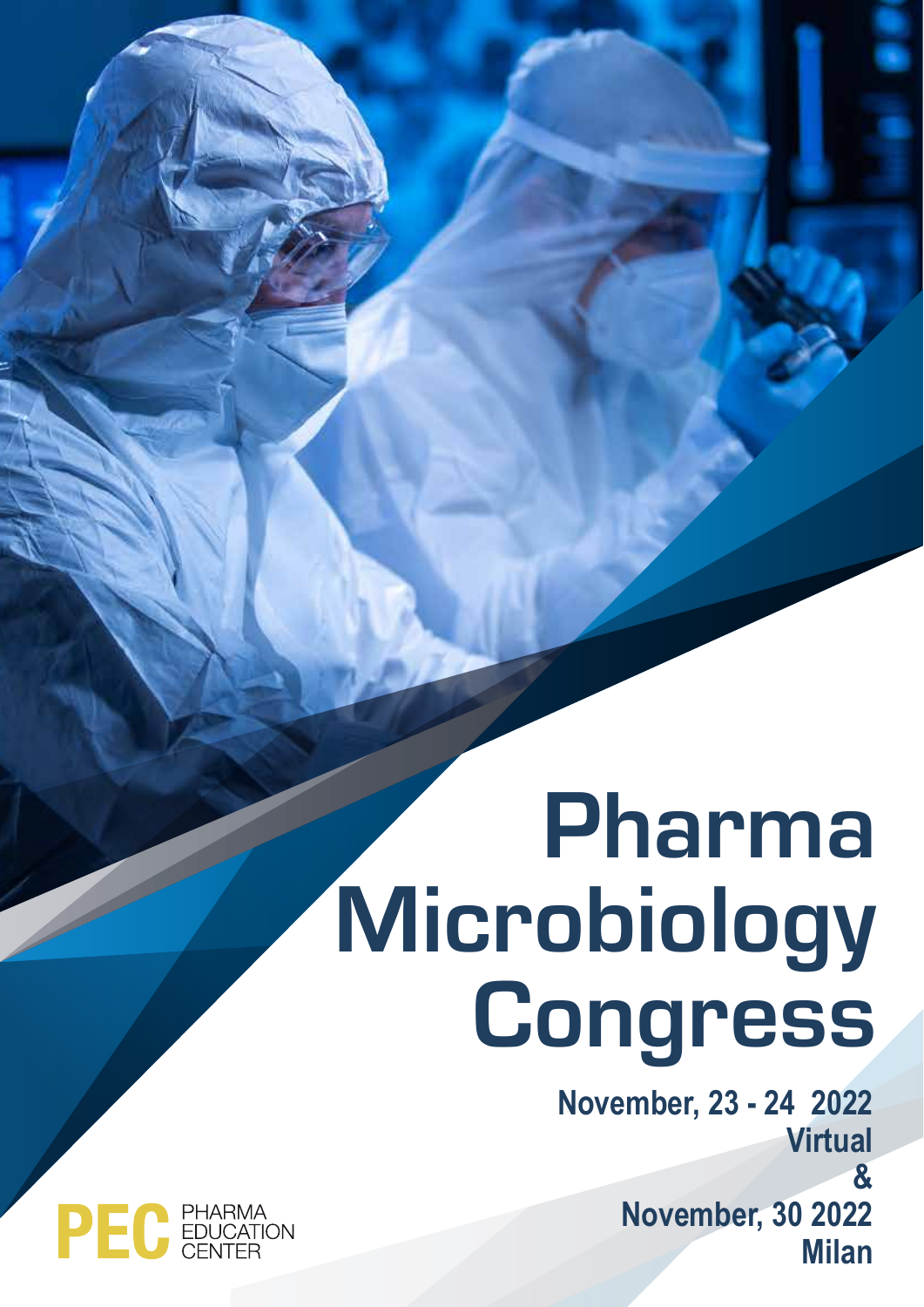# Pharma Microbiology Congress

**November, 23 - 24 2022**
**Virtual**
**&**
**November, 30 2022**
**Milan**

PEC PHARMA EDUCATION CENTER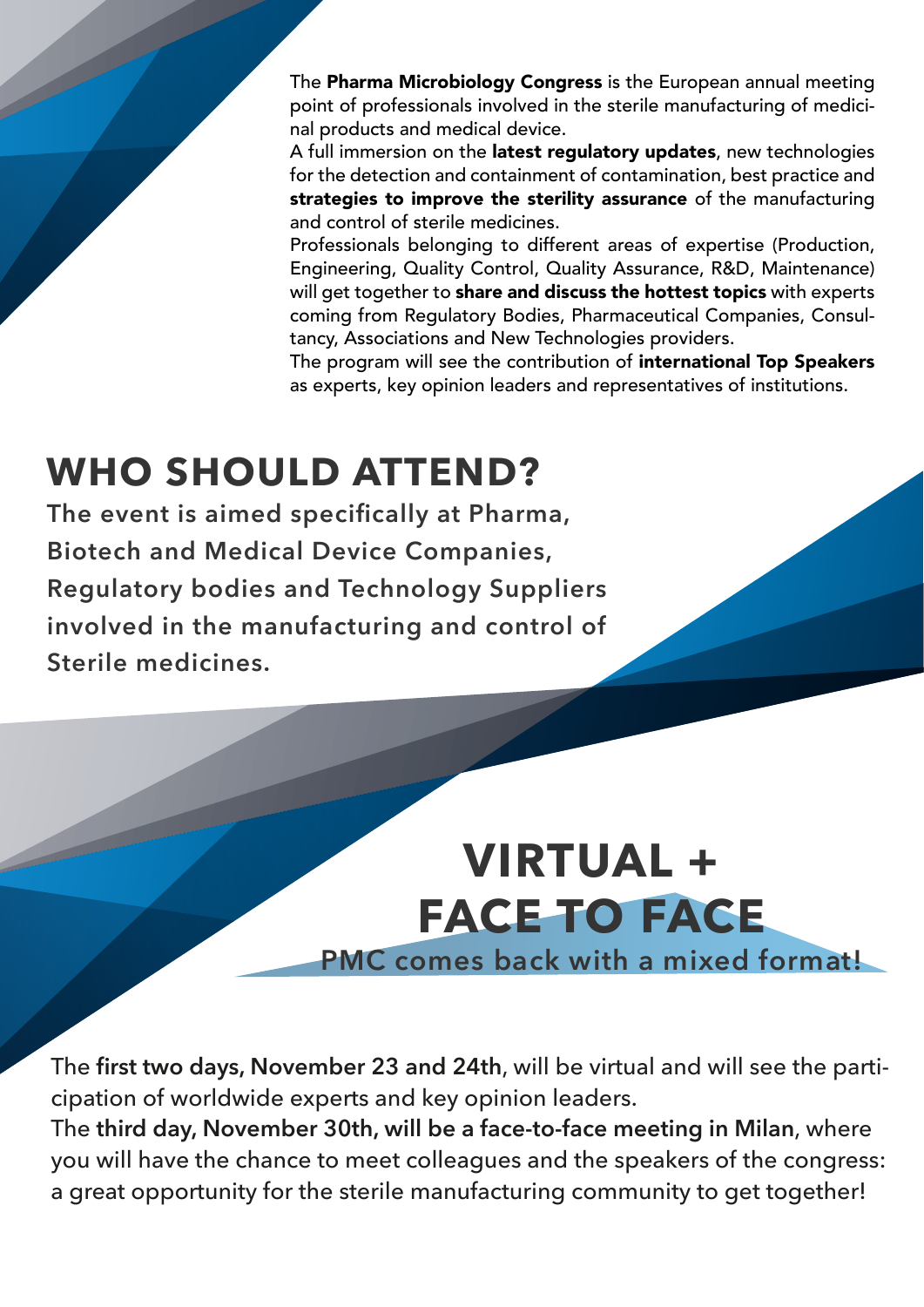The **Pharma Microbiology Congress** is the European annual meeting point of professionals involved in the sterile manufacturing of medicinal products and medical device.
A full immersion on the **latest regulatory updates**, new technologies for the detection and containment of contamination, best practice and **strategies to improve the sterility assurance** of the manufacturing and control of sterile medicines.
Professionals belonging to different areas of expertise (Production, Engineering, Quality Control, Quality Assurance, R&D, Maintenance) will get together to **share and discuss the hottest topics** with experts coming from Regulatory Bodies, Pharmaceutical Companies, Consultancy, Associations and New Technologies providers.
The program will see the contribution of **international Top Speakers** as experts, key opinion leaders and representatives of institutions.

# WHO SHOULD ATTEND?

**The event is aimed specifically at Pharma, Biotech and Medical Device Companies, Regulatory bodies and Technology Suppliers involved in the manufacturing and control of Sterile medicines.**

# VIRTUAL + FACE TO FACE

**PMC comes back with a mixed format!**

The **first two days, November 23 and 24th**, will be virtual and will see the participation of worldwide experts and key opinion leaders.
The **third day, November 30th, will be a face-to-face meeting in Milan**, where you will have the chance to meet colleagues and the speakers of the congress: a great opportunity for the sterile manufacturing community to get together!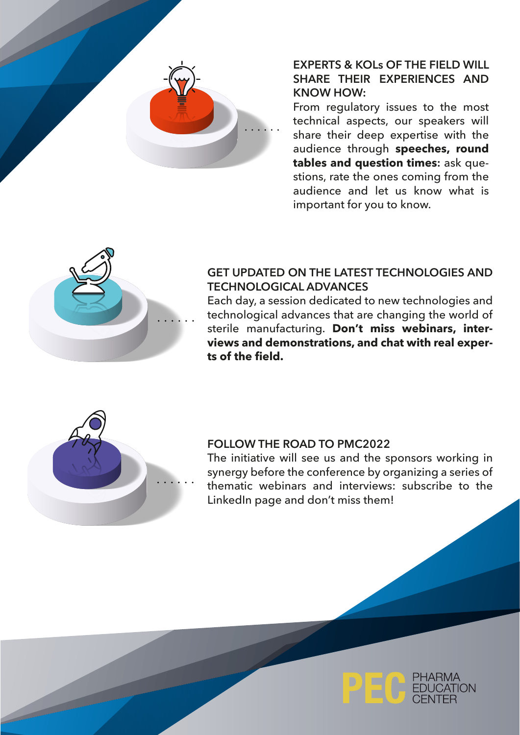### EXPERTS & KOLs OF THE FIELD WILL SHARE THEIR EXPERIENCES AND KNOW HOW:

From regulatory issues to the most technical aspects, our speakers will share their deep expertise with the audience through **speeches, round tables and question times:** ask questions, rate the ones coming from the audience and let us know what is important for you to know.

### GET UPDATED ON THE LATEST TECHNOLOGIES AND TECHNOLOGICAL ADVANCES

Each day, a session dedicated to new technologies and technological advances that are changing the world of sterile manufacturing. **Don't miss webinars, interviews and demonstrations, and chat with real experts of the field.**

### FOLLOW THE ROAD TO PMC2022

The initiative will see us and the sponsors working in synergy before the conference by organizing a series of thematic webinars and interviews: subscribe to the LinkedIn page and don't miss them!

PEC PHARMA EDUCATION CENTER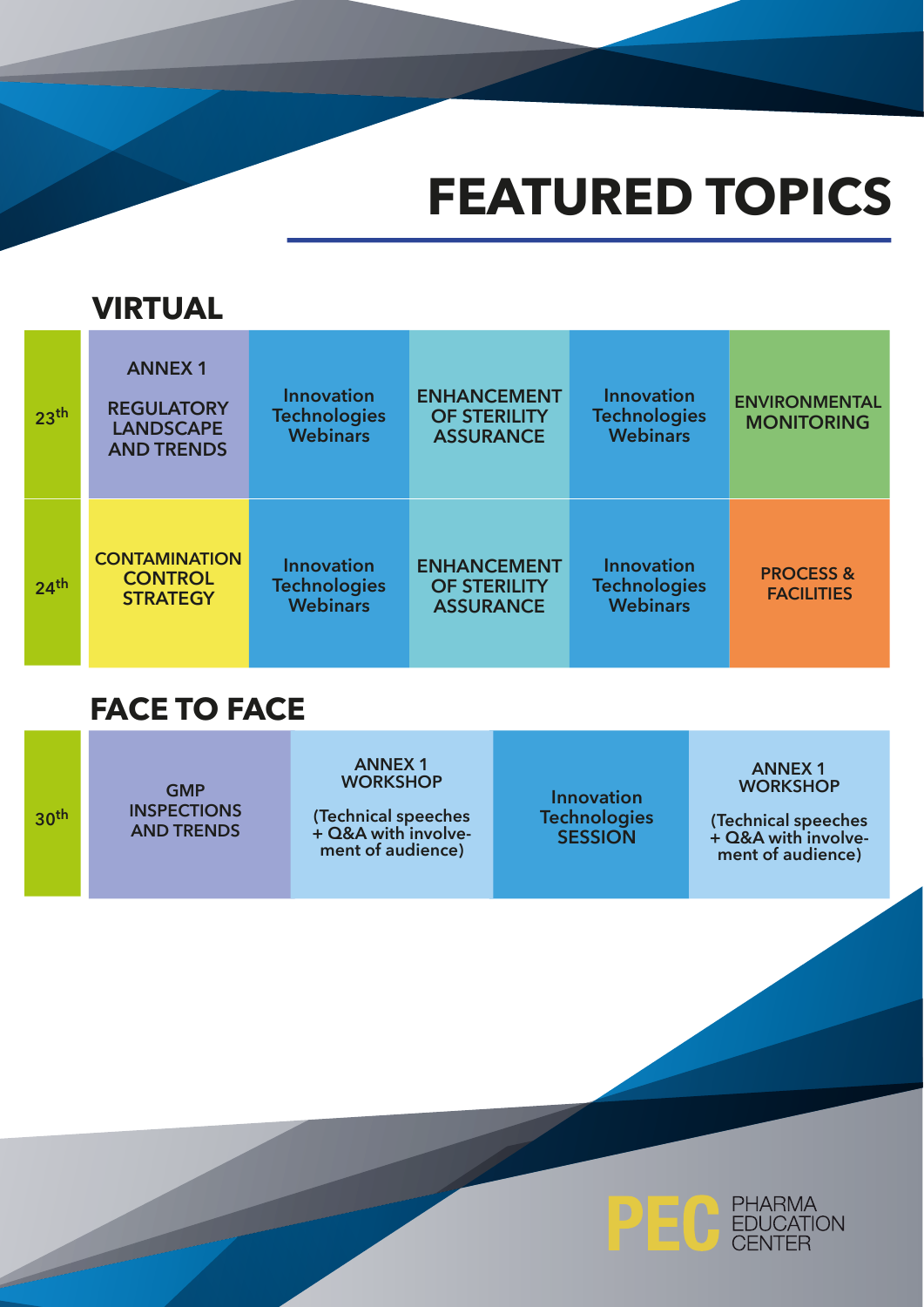# FEATURED TOPICS

## VIRTUAL

| | | | | | |
|---|---|---|---|---|---|
| 23th | ANNEX 1 REGULATORY LANDSCAPE AND TRENDS | Innovation Technologies Webinars | ENHANCEMENT OF STERILITY ASSURANCE | Innovation Technologies Webinars | ENVIRONMENTAL MONITORING |
| 24th | CONTAMINATION CONTROL STRATEGY | Innovation Technologies Webinars | ENHANCEMENT OF STERILITY ASSURANCE | Innovation Technologies Webinars | PROCESS & FACILITIES |

## FACE TO FACE

| | | | | |
|---|---|---|---|---|
| 30th | GMP INSPECTIONS AND TRENDS | ANNEX 1 WORKSHOP (Technical speeches + Q&A with involvement of audience) | Innovation Technologies SESSION | ANNEX 1 WORKSHOP (Technical speeches + Q&A with involvement of audience) |

PEC PHARMA EDUCATION CENTER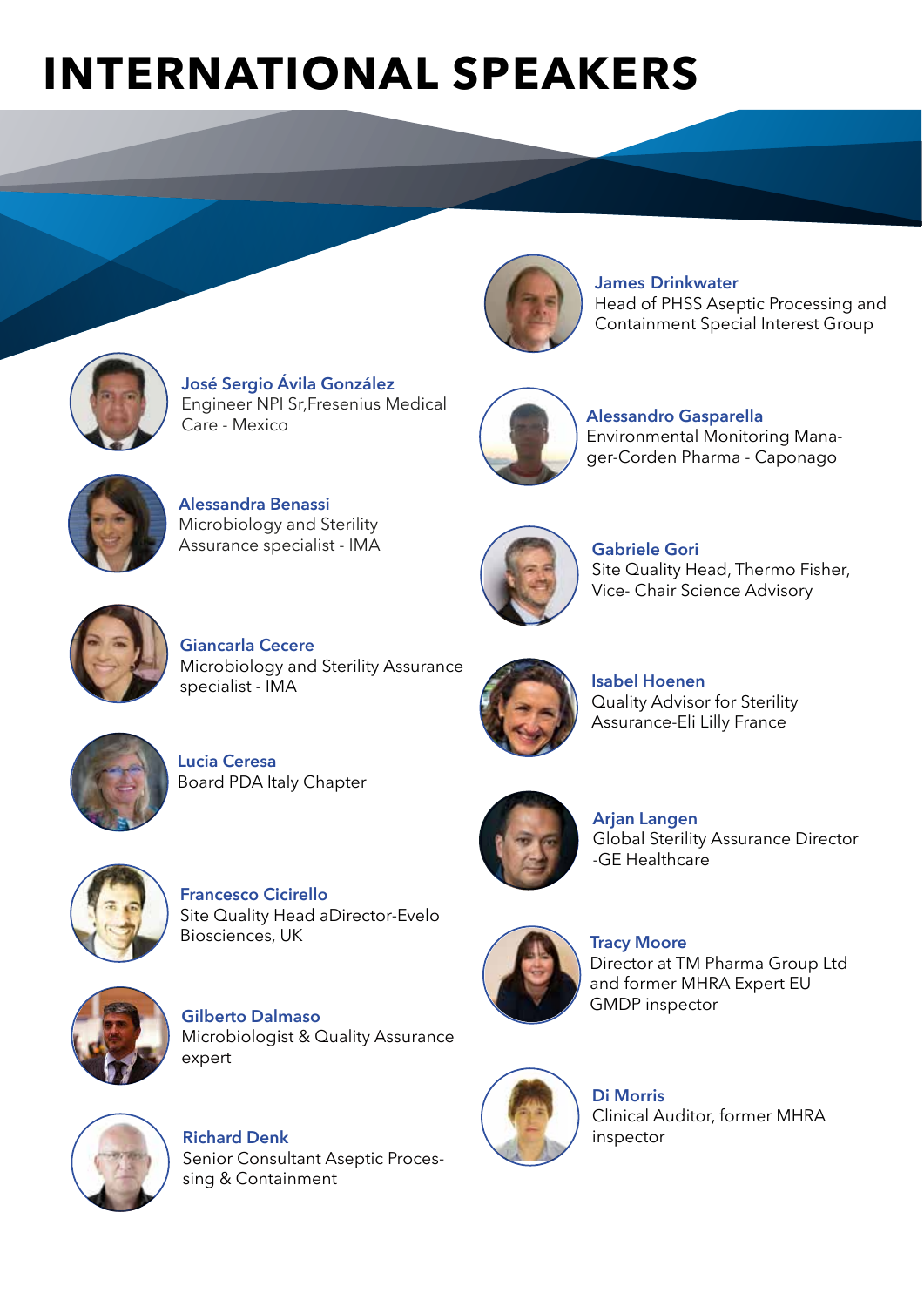# INTERNATIONAL SPEAKERS

**José Sergio Ávila González**
Engineer NPI Sr,Fresenius Medical Care - Mexico

**Alessandra Benassi**
Microbiology and Sterility Assurance specialist - IMA

**Giancarla Cecere**
Microbiology and Sterility Assurance specialist - IMA

**Lucia Ceresa**
Board PDA Italy Chapter

**Francesco Cicirello**
Site Quality Head aDirector-Evelo Biosciences, UK

**Gilberto Dalmaso**
Microbiologist & Quality Assurance expert

**Richard Denk**
Senior Consultant Aseptic Processing & Containment

**James Drinkwater**
Head of PHSS Aseptic Processing and Containment Special Interest Group

**Alessandro Gasparella**
Environmental Monitoring Manager-Corden Pharma - Caponago

**Gabriele Gori**
Site Quality Head, Thermo Fisher, Vice- Chair Science Advisory

**Isabel Hoenen**
Quality Advisor for Sterility Assurance-Eli Lilly France

**Arjan Langen**
Global Sterility Assurance Director -GE Healthcare

**Tracy Moore**
Director at TM Pharma Group Ltd and former MHRA Expert EU GMDP inspector

**Di Morris**
Clinical Auditor, former MHRA inspector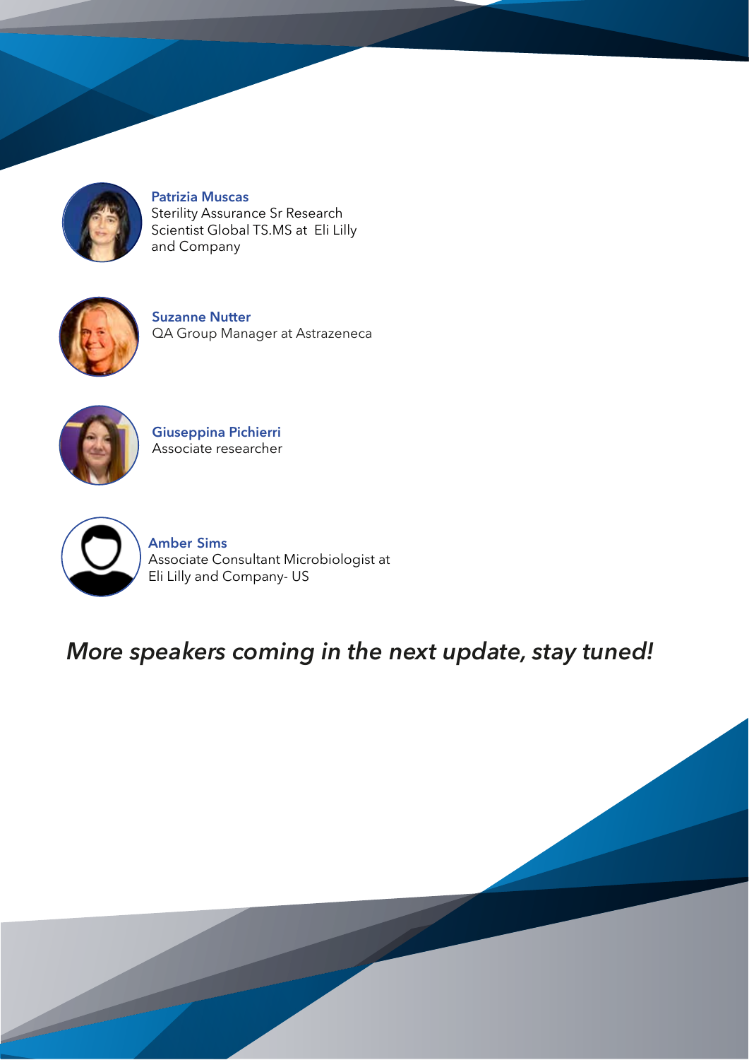**Patrizia Muscas**
Sterility Assurance Sr Research Scientist Global TS.MS at Eli Lilly and Company

**Suzanne Nutter**
QA Group Manager at Astrazeneca

**Giuseppina Pichierri**
Associate researcher

**Amber Sims**
Associate Consultant Microbiologist at Eli Lilly and Company- US

*More speakers coming in the next update, stay tuned!*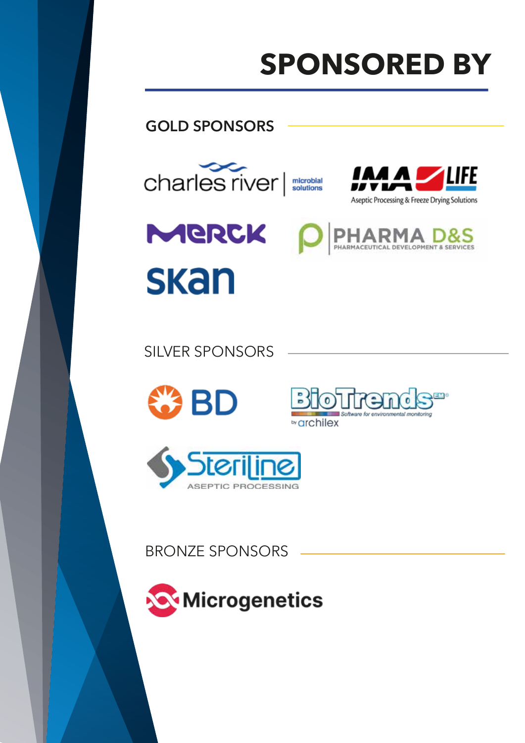# SPONSORED BY

## GOLD SPONSORS

charles river | microbial solutions

IMA LIFE
Aseptic Processing & Freeze Drying Solutions

MERCK

PHARMA D&S
PHARMACEUTICAL DEVELOPMENT & SERVICES

skan

## SILVER SPONSORS

BD

BioTrends EM®
Software for environmental monitoring
by archilex

Steriline
ASEPTIC PROCESSING

## BRONZE SPONSORS

Microgenetics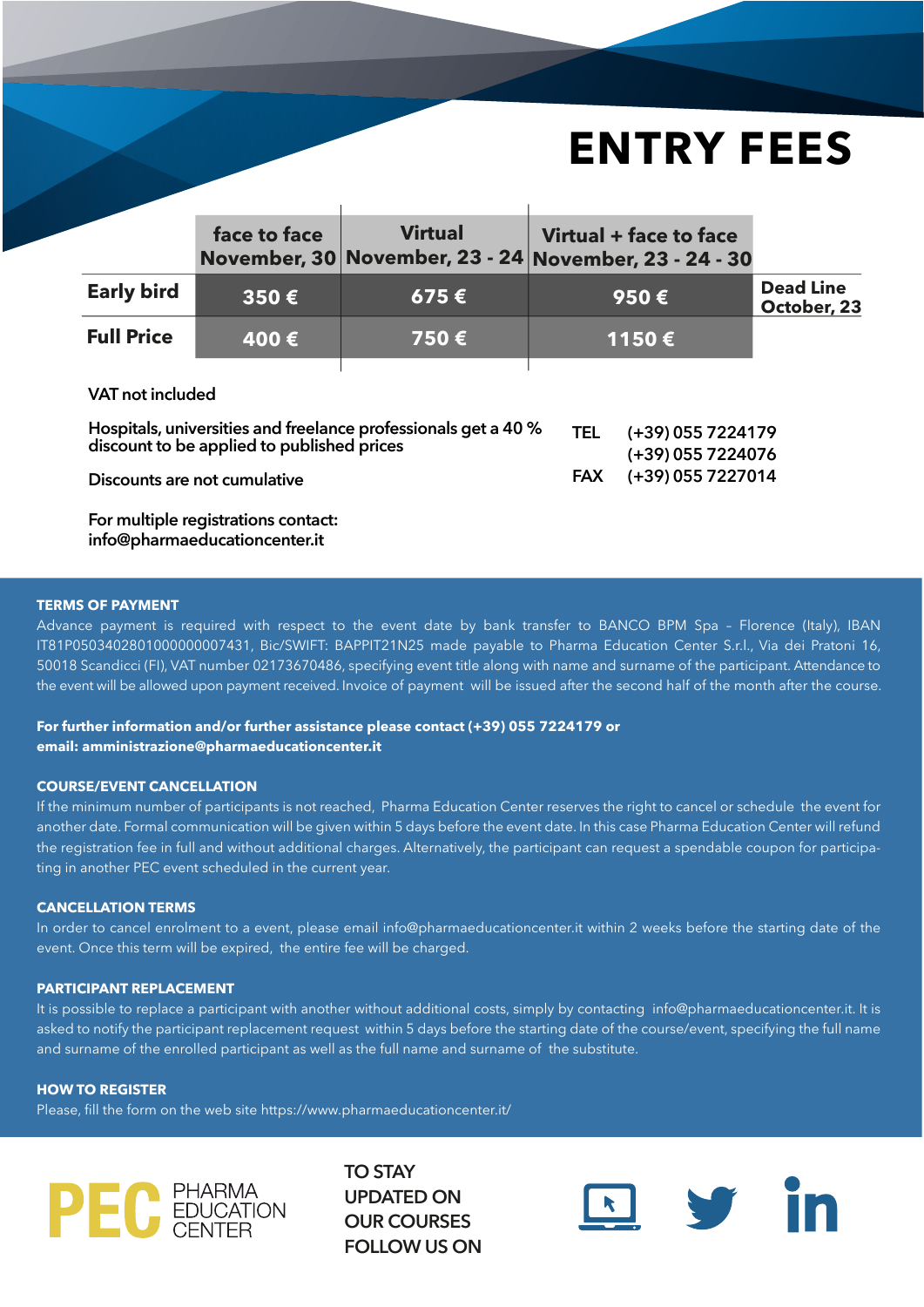# ENTRY FEES

| | face to face November, 30 | Virtual November, 23 - 24 | Virtual + face to face November, 23 - 24 - 30 | |
|---|---|---|---|---|
| **Early bird** | 350 € | 675 € | 950 € | **Dead Line October, 23** |
| **Full Price** | 400 € | 750 € | 1150 € | |

VAT not included

Hospitals, universities and freelance professionals get a 40 % discount to be applied to published prices

Discounts are not cumulative

For multiple registrations contact:
info@pharmaeducationcenter.it

**TEL** (+39) 055 7224179
(+39) 055 7224076
**FAX** (+39) 055 7227014

**TERMS OF PAYMENT**

Advance payment is required with respect to the event date by bank transfer to BANCO BPM Spa – Florence (Italy), IBAN IT81P0503402801000000007431, Bic/SWIFT: BAPPIT21N25 made payable to Pharma Education Center S.r.l., Via dei Pratoni 16, 50018 Scandicci (FI), VAT number 02173670486, specifying event title along with name and surname of the participant. Attendance to the event will be allowed upon payment received. Invoice of payment will be issued after the second half of the month after the course.

**For further information and/or further assistance please contact (+39) 055 7224179 or email: amministrazione@pharmaeducationcenter.it**

**COURSE/EVENT CANCELLATION**

If the minimum number of participants is not reached, Pharma Education Center reserves the right to cancel or schedule the event for another date. Formal communication will be given within 5 days before the event date. In this case Pharma Education Center will refund the registration fee in full and without additional charges. Alternatively, the participant can request a spendable coupon for participating in another PEC event scheduled in the current year.

**CANCELLATION TERMS**

In order to cancel enrolment to a event, please email info@pharmaeducationcenter.it within 2 weeks before the starting date of the event. Once this term will be expired, the entire fee will be charged.

**PARTICIPANT REPLACEMENT**

It is possible to replace a participant with another without additional costs, simply by contacting info@pharmaeducationcenter.it. It is asked to notify the participant replacement request within 5 days before the starting date of the course/event, specifying the full name and surname of the enrolled participant as well as the full name and surname of the substitute.

**HOW TO REGISTER**

Please, fill the form on the web site https://www.pharmaeducationcenter.it/

PEC PHARMA EDUCATION CENTER

TO STAY UPDATED ON OUR COURSES FOLLOW US ON